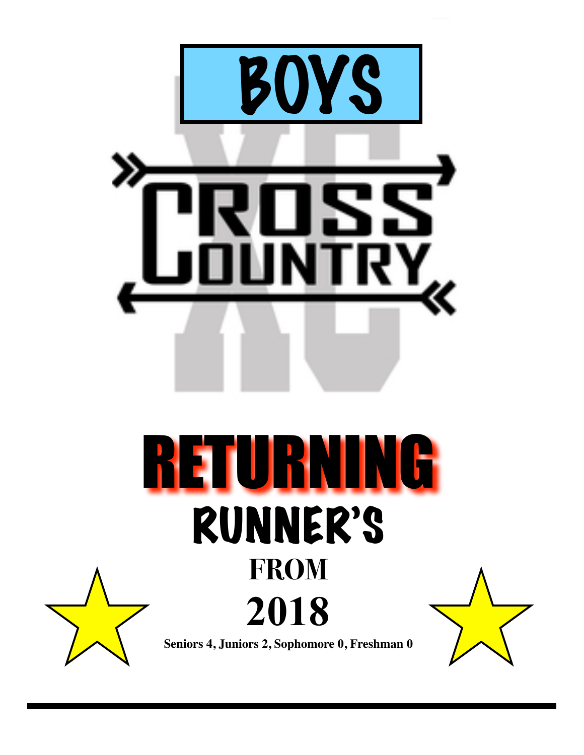# BOYS

# CROSS COUNTRY

XC

# RETURNING

## RUNNER'S

## FROM

## 2018

**Seniors 4, Juniors 2, Sophomore 0, Freshman 0**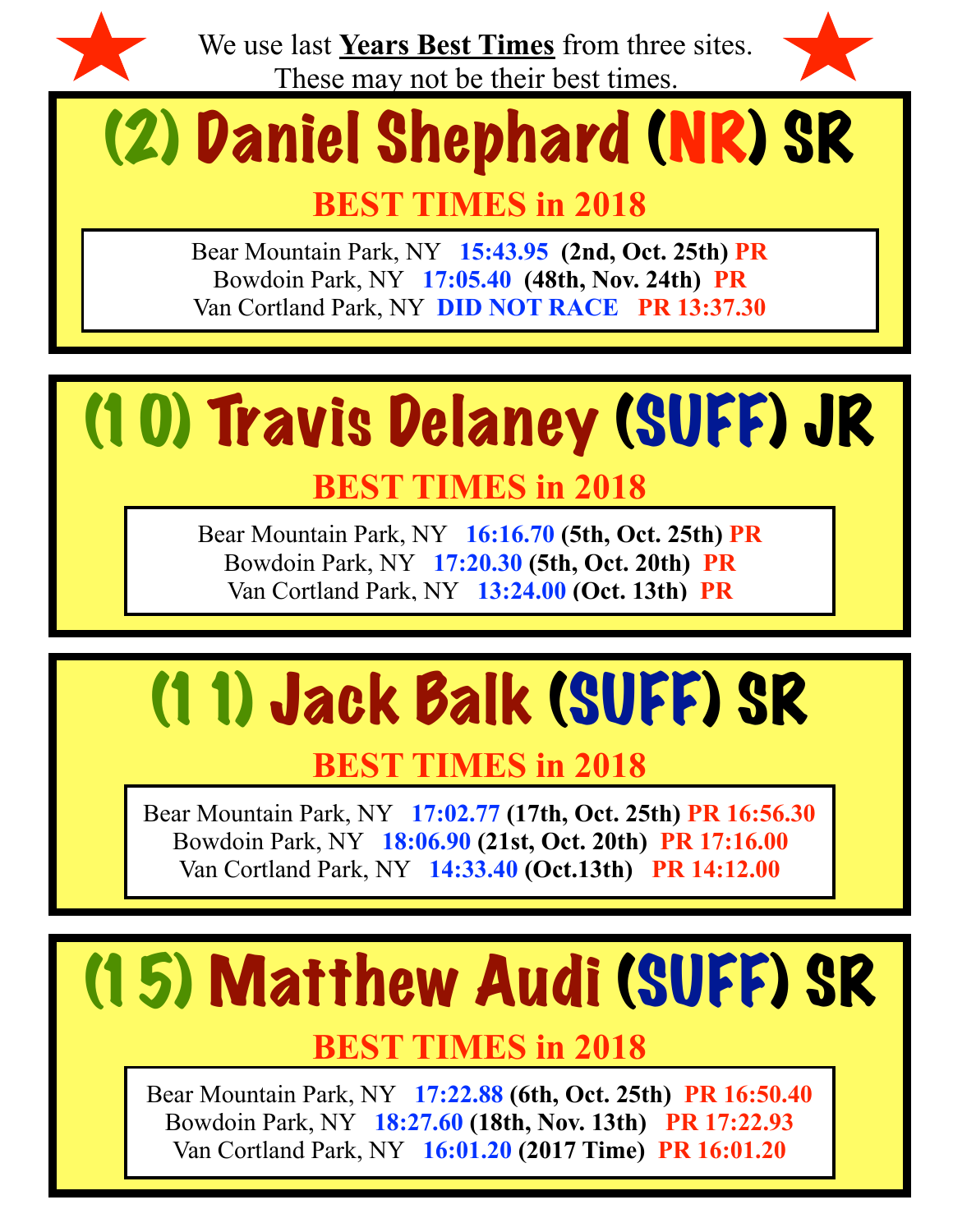We use last **Years Best Times** from three sites.
These may not be their best times.

## (2) Daniel Shephard (NR) SR

### BEST TIMES in 2018

Bear Mountain Park, NY **15:43.95** **(2nd, Oct. 25th)** **PR**
Bowdoin Park, NY **17:05.40** **(48th, Nov. 24th)** **PR**
Van Cortland Park, NY **DID NOT RACE** **PR 13:37.30**

## (10) Travis Delaney (SUFF) JR

### BEST TIMES in 2018

Bear Mountain Park, NY **16:16.70** **(5th, Oct. 25th)** **PR**
Bowdoin Park, NY **17:20.30** **(5th, Oct. 20th)** **PR**
Van Cortland Park, NY **13:24.00** **(Oct. 13th)** **PR**

## (11) Jack Balk (SUFF) SR

### BEST TIMES in 2018

Bear Mountain Park, NY **17:02.77** **(17th, Oct. 25th)** **PR 16:56.30**
Bowdoin Park, NY **18:06.90** **(21st, Oct. 20th)** **PR 17:16.00**
Van Cortland Park, NY **14:33.40** **(Oct.13th)** **PR 14:12.00**

## (15) Matthew Audi (SUFF) SR

### BEST TIMES in 2018

Bear Mountain Park, NY **17:22.88** **(6th, Oct. 25th)** **PR 16:50.40**
Bowdoin Park, NY **18:27.60** **(18th, Nov. 13th)** **PR 17:22.93**
Van Cortland Park, NY **16:01.20** **(2017 Time)** **PR 16:01.20**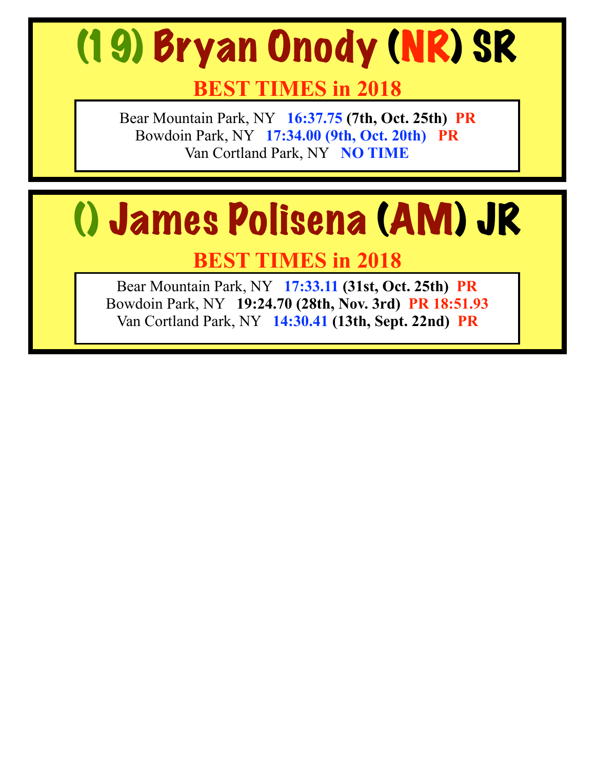# (19) Bryan Onody (NR) SR

## BEST TIMES in 2018

Bear Mountain Park, NY **16:37.75** **(7th, Oct. 25th)** **PR**
Bowdoin Park, NY **17:34.00 (9th, Oct. 20th)** **PR**
Van Cortland Park, NY **NO TIME**

# () James Polisena (AM) JR

## BEST TIMES in 2018

Bear Mountain Park, NY **17:33.11** **(31st, Oct. 25th)** **PR**
Bowdoin Park, NY **19:24.70 (28th, Nov. 3rd)** **PR 18:51.93**
Van Cortland Park, NY **14:30.41** **(13th, Sept. 22nd)** **PR**